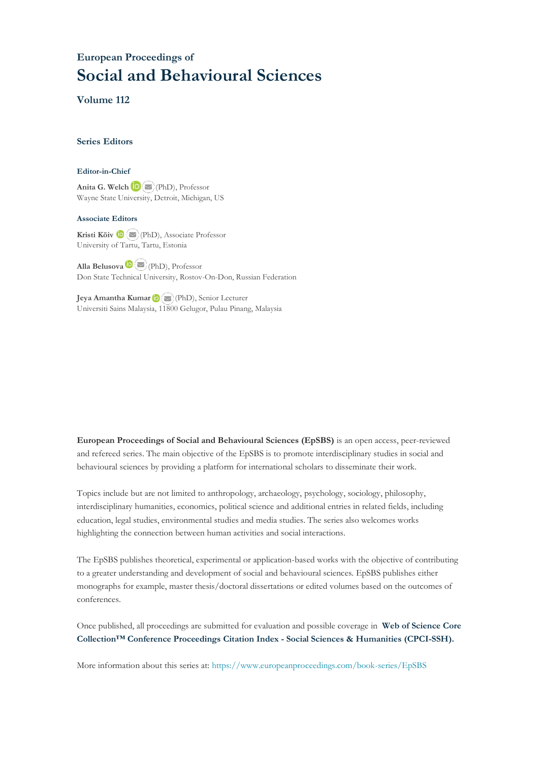## European Proceedings of

# Social and Behavioural Sciences

### Volume 112

### Series Editors

#### Editor-in-Chief

**Anita G. Welch** (PhD), Professor
Wayne State University, Detroit, Michigan, US

#### Associate Editors

**Kristi Köiv** (PhD), Associate Professor
University of Tartu, Tartu, Estonia

**Alla Belusova** (PhD), Professor
Don State Technical University, Rostov-On-Don, Russian Federation

**Jeya Amantha Kumar** (PhD), Senior Lecturer
Universiti Sains Malaysia, 11800 Gelugor, Pulau Pinang, Malaysia

**European Proceedings of Social and Behavioural Sciences (EpSBS)** is an open access, peer-reviewed and refereed series. The main objective of the EpSBS is to promote interdisciplinary studies in social and behavioural sciences by providing a platform for international scholars to disseminate their work.

Topics include but are not limited to anthropology, archaeology, psychology, sociology, philosophy, interdisciplinary humanities, economics, political science and additional entries in related fields, including education, legal studies, environmental studies and media studies. The series also welcomes works highlighting the connection between human activities and social interactions.

The EpSBS publishes theoretical, experimental or application-based works with the objective of contributing to a greater understanding and development of social and behavioural sciences. EpSBS publishes either monographs for example, master thesis/doctoral dissertations or edited volumes based on the outcomes of conferences.

Once published, all proceedings are submitted for evaluation and possible coverage in **Web of Science Core Collection™ Conference Proceedings Citation Index - Social Sciences & Humanities (CPCI-SSH).**

More information about this series at: https://www.europeanproceedings.com/book-series/EpSBS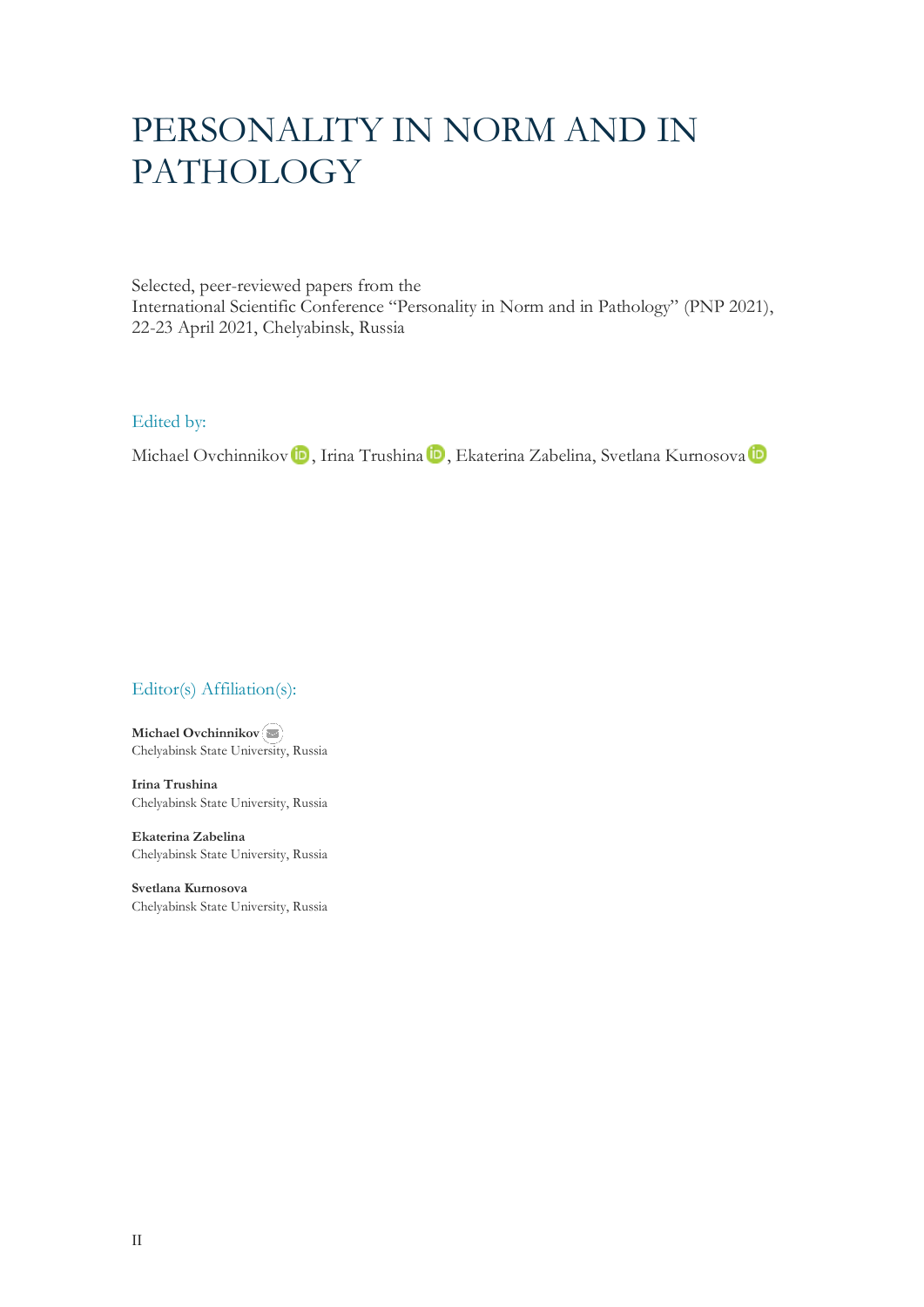# PERSONALITY IN NORM AND IN PATHOLOGY

Selected, peer-reviewed papers from the
International Scientific Conference "Personality in Norm and in Pathology" (PNP 2021),
22-23 April 2021, Chelyabinsk, Russia

## Edited by:

Michael Ovchinnikov, Irina Trushina, Ekaterina Zabelina, Svetlana Kurnosova

## Editor(s) Affiliation(s):

**Michael Ovchinnikov**
Chelyabinsk State University, Russia

**Irina Trushina**
Chelyabinsk State University, Russia

**Ekaterina Zabelina**
Chelyabinsk State University, Russia

**Svetlana Kurnosova**
Chelyabinsk State University, Russia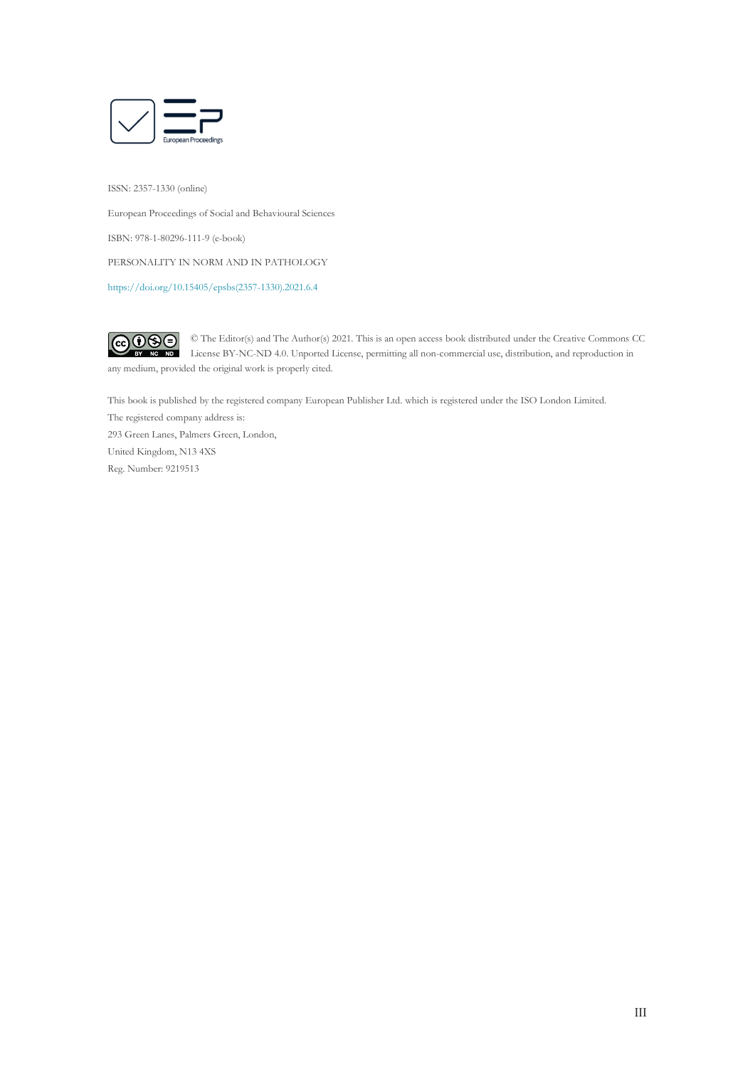European Proceedings

ISSN: 2357-1330 (online)

European Proceedings of Social and Behavioural Sciences

ISBN: 978-1-80296-111-9 (e-book)

PERSONALITY IN NORM AND IN PATHOLOGY

https://doi.org/10.15405/epsbs(2357-1330).2021.6.4

© The Editor(s) and The Author(s) 2021. This is an open access book distributed under the Creative Commons CC License BY-NC-ND 4.0. Unported License, permitting all non-commercial use, distribution, and reproduction in any medium, provided the original work is properly cited.

This book is published by the registered company European Publisher Ltd. which is registered under the ISO London Limited.
The registered company address is:
293 Green Lanes, Palmers Green, London,
United Kingdom, N13 4XS
Reg. Number: 9219513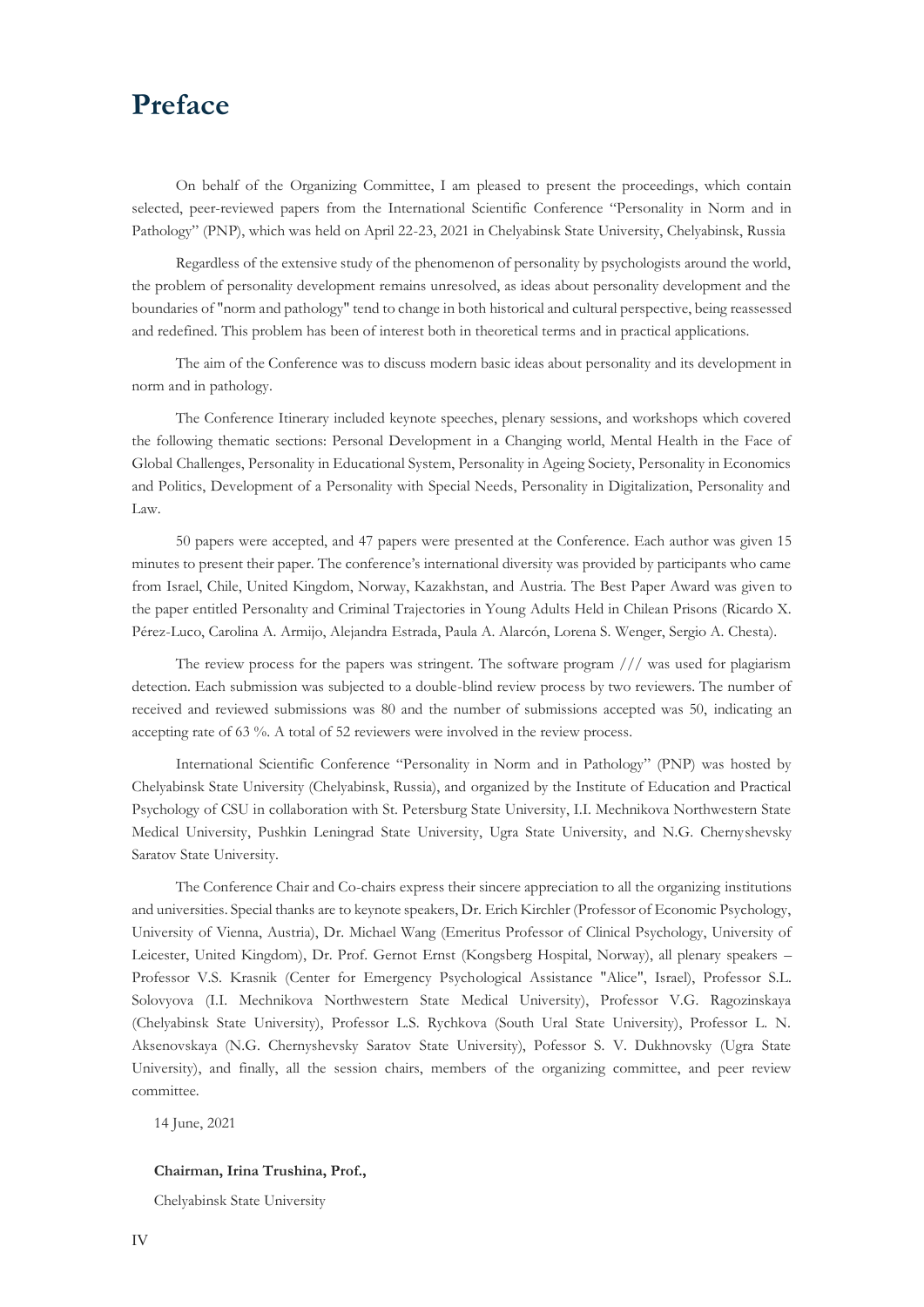# Preface

On behalf of the Organizing Committee, I am pleased to present the proceedings, which contain selected, peer-reviewed papers from the International Scientific Conference "Personality in Norm and in Pathology" (PNP), which was held on April 22-23, 2021 in Chelyabinsk State University, Chelyabinsk, Russia

Regardless of the extensive study of the phenomenon of personality by psychologists around the world, the problem of personality development remains unresolved, as ideas about personality development and the boundaries of "norm and pathology" tend to change in both historical and cultural perspective, being reassessed and redefined. This problem has been of interest both in theoretical terms and in practical applications.

The aim of the Conference was to discuss modern basic ideas about personality and its development in norm and in pathology.

The Conference Itinerary included keynote speeches, plenary sessions, and workshops which covered the following thematic sections: Personal Development in a Changing world, Mental Health in the Face of Global Challenges, Personality in Educational System, Personality in Ageing Society, Personality in Economics and Politics, Development of a Personality with Special Needs, Personality in Digitalization, Personality and Law.

50 papers were accepted, and 47 papers were presented at the Conference. Each author was given 15 minutes to present their paper. The conference's international diversity was provided by participants who came from Israel, Chile, United Kingdom, Norway, Kazakhstan, and Austria. The Best Paper Award was given to the paper entitled Personality and Criminal Trajectories in Young Adults Held in Chilean Prisons (Ricardo X. Pérez-Luco, Carolina A. Armijo, Alejandra Estrada, Paula A. Alarcón, Lorena S. Wenger, Sergio A. Chesta).

The review process for the papers was stringent. The software program /// was used for plagiarism detection. Each submission was subjected to a double-blind review process by two reviewers. The number of received and reviewed submissions was 80 and the number of submissions accepted was 50, indicating an accepting rate of 63 %. A total of 52 reviewers were involved in the review process.

International Scientific Conference "Personality in Norm and in Pathology" (PNP) was hosted by Chelyabinsk State University (Chelyabinsk, Russia), and organized by the Institute of Education and Practical Psychology of CSU in collaboration with St. Petersburg State University, I.I. Mechnikova Northwestern State Medical University, Pushkin Leningrad State University, Ugra State University, and N.G. Chernyshevsky Saratov State University.

The Conference Chair and Co-chairs express their sincere appreciation to all the organizing institutions and universities. Special thanks are to keynote speakers, Dr. Erich Kirchler (Professor of Economic Psychology, University of Vienna, Austria), Dr. Michael Wang (Emeritus Professor of Clinical Psychology, University of Leicester, United Kingdom), Dr. Prof. Gernot Ernst (Kongsberg Hospital, Norway), all plenary speakers – Professor V.S. Krasnik (Center for Emergency Psychological Assistance "Alice", Israel), Professor S.L. Solovyova (I.I. Mechnikova Northwestern State Medical University), Professor V.G. Ragozinskaya (Chelyabinsk State University), Professor L.S. Rychkova (South Ural State University), Professor L. N. Aksenovskaya (N.G. Chernyshevsky Saratov State University), Pofessor S. V. Dukhnovsky (Ugra State University), and finally, all the session chairs, members of the organizing committee, and peer review committee.

14 June, 2021

**Chairman, Irina Trushina, Prof.,**

Chelyabinsk State University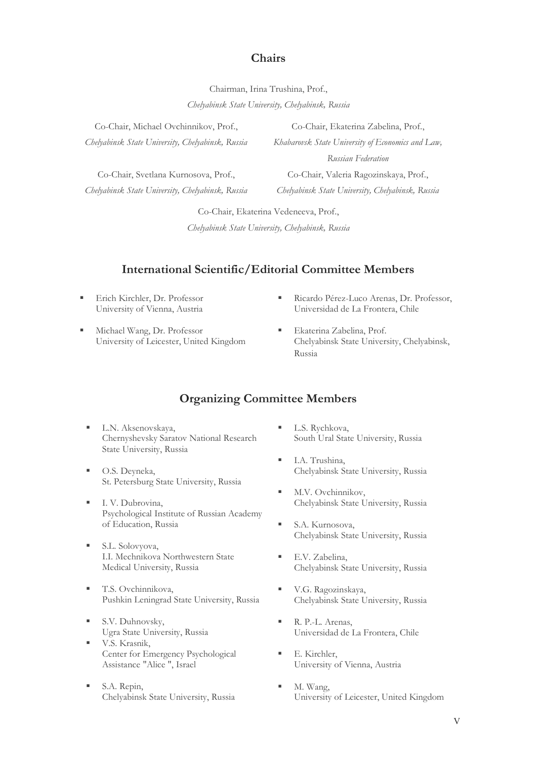## Chairs

Chairman, Irina Trushina, Prof.,
*Chelyabinsk State University, Chelyabinsk, Russia*

Co-Chair, Michael Ovchinnikov, Prof.,
*Chelyabinsk State University, Chelyabinsk, Russia*

Co-Chair, Ekaterina Zabelina, Prof.,
*Khabarovsk State University of Economics and Law, Russian Federation*

Co-Chair, Svetlana Kurnosova, Prof.,
*Chelyabinsk State University, Chelyabinsk, Russia*

Co-Chair, Valeria Ragozinskaya, Prof.,
*Chelyabinsk State University, Chelyabinsk, Russia*

Co-Chair, Ekaterina Vedeneeva, Prof.,
*Chelyabinsk State University, Chelyabinsk, Russia*

## International Scientific/Editorial Committee Members

- Erich Kirchler, Dr. Professor
  University of Vienna, Austria
- Michael Wang, Dr. Professor
  University of Leicester, United Kingdom
- Ricardo Pérez-Luco Arenas, Dr. Professor,
  Universidad de La Frontera, Chile
- Ekaterina Zabelina, Prof.
  Chelyabinsk State University, Chelyabinsk, Russia

## Organizing Committee Members

- L.N. Aksenovskaya,
  Chernyshevsky Saratov National Research State University, Russia
- O.S. Deyneka,
  St. Petersburg State University, Russia
- I. V. Dubrovina,
  Psychological Institute of Russian Academy of Education, Russia
- S.L. Solovyova,
  I.I. Mechnikova Northwestern State Medical University, Russia
- T.S. Ovchinnikova,
  Pushkin Leningrad State University, Russia
- S.V. Duhnovsky,
  Ugra State University, Russia
- V.S. Krasnik,
  Center for Emergency Psychological Assistance "Alice ", Israel
- S.A. Repin,
  Chelyabinsk State University, Russia
- L.S. Rychkova,
  South Ural State University, Russia
- I.A. Trushina,
  Chelyabinsk State University, Russia
- M.V. Ovchinnikov,
  Chelyabinsk State University, Russia
- S.A. Kurnosova,
  Chelyabinsk State University, Russia
- E.V. Zabelina,
  Chelyabinsk State University, Russia
- V.G. Ragozinskaya,
  Chelyabinsk State University, Russia
- R. P.-L. Arenas,
  Universidad de La Frontera, Chile
- E. Kirchler,
  University of Vienna, Austria
- M. Wang,
  University of Leicester, United Kingdom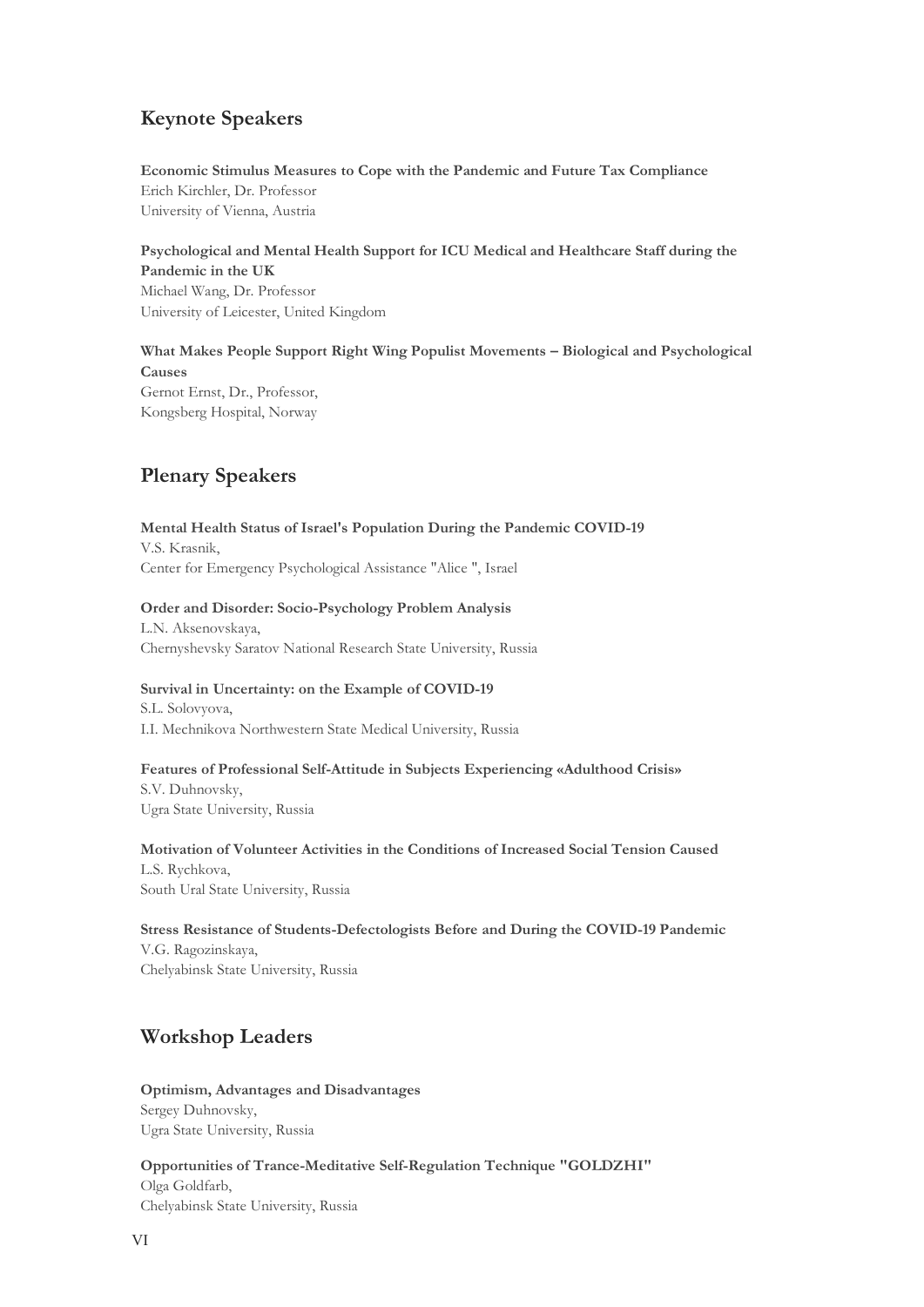## Keynote Speakers

**Economic Stimulus Measures to Cope with the Pandemic and Future Tax Compliance**
Erich Kirchler, Dr. Professor
University of Vienna, Austria

**Psychological and Mental Health Support for ICU Medical and Healthcare Staff during the Pandemic in the UK**
Michael Wang, Dr. Professor
University of Leicester, United Kingdom

**What Makes People Support Right Wing Populist Movements – Biological and Psychological Causes**
Gernot Ernst, Dr., Professor,
Kongsberg Hospital, Norway

## Plenary Speakers

**Mental Health Status of Israel's Population During the Pandemic COVID-19**
V.S. Krasnik,
Center for Emergency Psychological Assistance "Alice ", Israel

**Order and Disorder: Socio-Psychology Problem Analysis**
L.N. Aksenovskaya,
Chernyshevsky Saratov National Research State University, Russia

**Survival in Uncertainty: on the Example of COVID-19**
S.L. Solovyova,
I.I. Mechnikova Northwestern State Medical University, Russia

**Features of Professional Self-Attitude in Subjects Experiencing «Adulthood Crisis»**
S.V. Duhnovsky,
Ugra State University, Russia

**Motivation of Volunteer Activities in the Conditions of Increased Social Tension Caused**
L.S. Rychkova,
South Ural State University, Russia

**Stress Resistance of Students-Defectologists Before and During the COVID-19 Pandemic**
V.G. Ragozinskaya,
Chelyabinsk State University, Russia

## Workshop Leaders

**Optimism, Advantages and Disadvantages**
Sergey Duhnovsky,
Ugra State University, Russia

**Opportunities of Trance-Meditative Self-Regulation Technique "GOLDZHI"**
Olga Goldfarb,
Chelyabinsk State University, Russia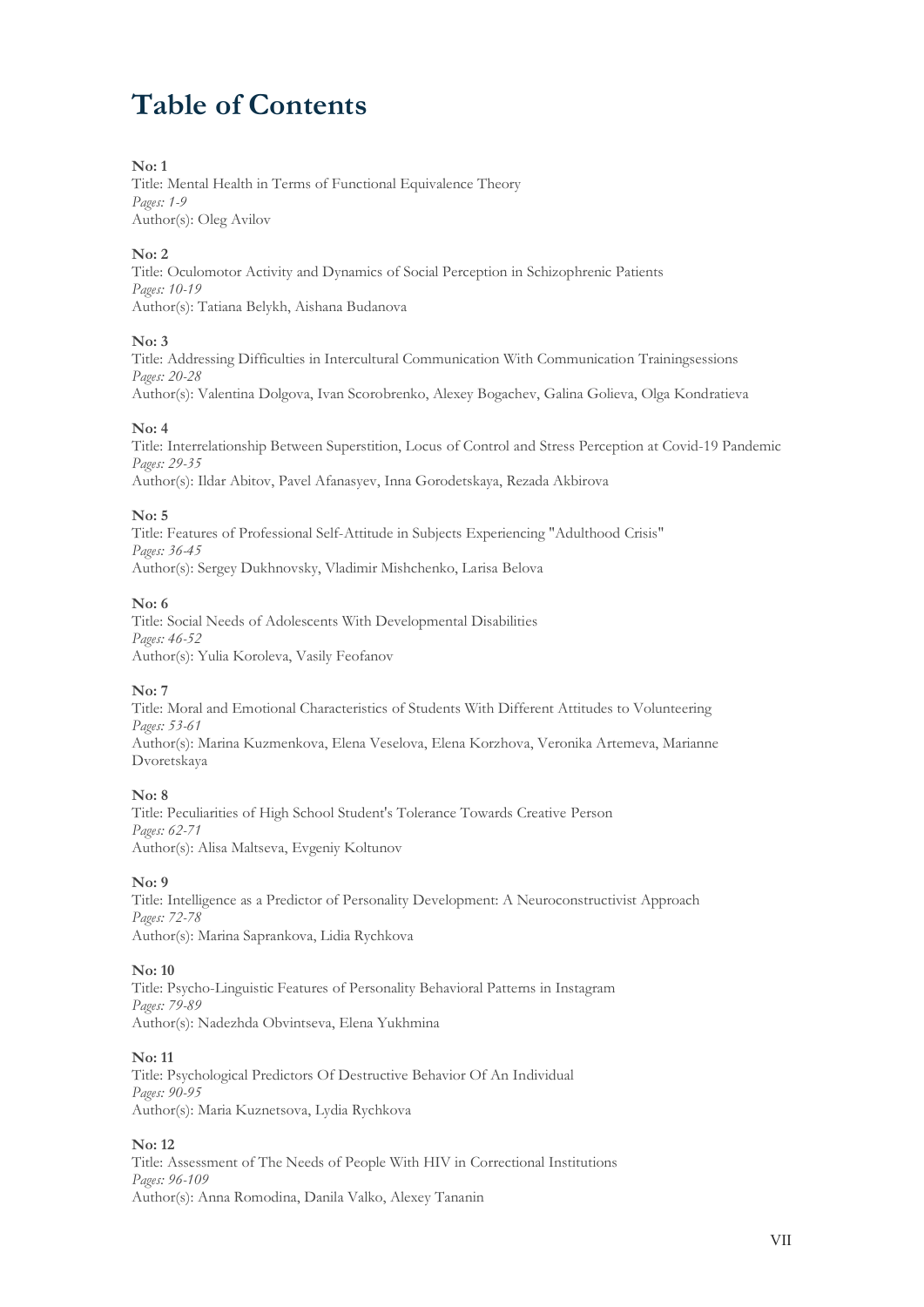# Table of Contents

**No: 1**
Title: Mental Health in Terms of Functional Equivalence Theory
*Pages: 1-9*
Author(s): Oleg Avilov

**No: 2**
Title: Oculomotor Activity and Dynamics of Social Perception in Schizophrenic Patients
*Pages: 10-19*
Author(s): Tatiana Belykh, Aishana Budanova

**No: 3**
Title: Addressing Difficulties in Intercultural Communication With Communication Trainingsessions
*Pages: 20-28*
Author(s): Valentina Dolgova, Ivan Scorobrenko, Alexey Bogachev, Galina Golieva, Olga Kondratieva

**No: 4**
Title: Interrelationship Between Superstition, Locus of Control and Stress Perception at Covid-19 Pandemic
*Pages: 29-35*
Author(s): Ildar Abitov, Pavel Afanasyev, Inna Gorodetskaya, Rezada Akbirova

**No: 5**
Title: Features of Professional Self-Attitude in Subjects Experiencing "Adulthood Crisis"
*Pages: 36-45*
Author(s): Sergey Dukhnovsky, Vladimir Mishchenko, Larisa Belova

**No: 6**
Title: Social Needs of Adolescents With Developmental Disabilities
*Pages: 46-52*
Author(s): Yulia Koroleva, Vasily Feofanov

**No: 7**
Title: Moral and Emotional Characteristics of Students With Different Attitudes to Volunteering
*Pages: 53-61*
Author(s): Marina Kuzmenkova, Elena Veselova, Elena Korzhova, Veronika Artemeva, Marianne Dvoretskaya

**No: 8**
Title: Peculiarities of High School Student's Tolerance Towards Creative Person
*Pages: 62-71*
Author(s): Alisa Maltseva, Evgeniy Koltunov

**No: 9**
Title: Intelligence as a Predictor of Personality Development: A Neuroconstructivist Approach
*Pages: 72-78*
Author(s): Marina Saprankova, Lidia Rychkova

**No: 10**
Title: Psycho-Linguistic Features of Personality Behavioral Patterns in Instagram
*Pages: 79-89*
Author(s): Nadezhda Obvintseva, Elena Yukhmina

**No: 11**
Title: Psychological Predictors Of Destructive Behavior Of An Individual
*Pages: 90-95*
Author(s): Maria Kuznetsova, Lydia Rychkova

**No: 12**
Title: Assessment of The Needs of People With HIV in Correctional Institutions
*Pages: 96-109*
Author(s): Anna Romodina, Danila Valko, Alexey Tananin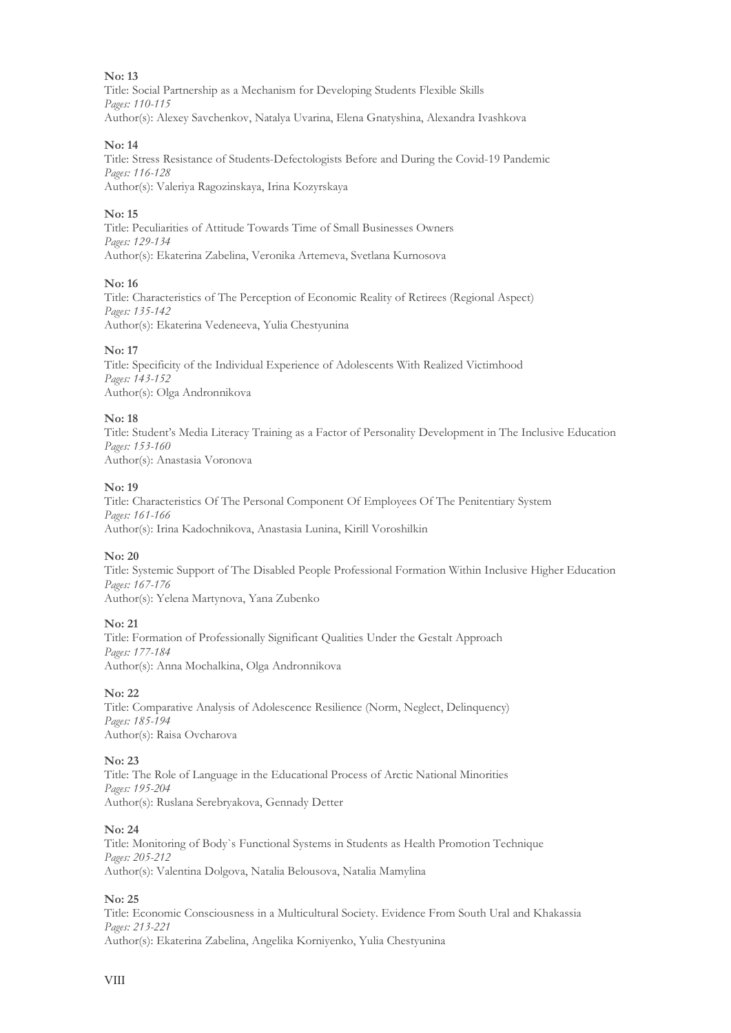**No: 13**
Title: Social Partnership as a Mechanism for Developing Students Flexible Skills
*Pages: 110-115*
Author(s): Alexey Savchenkov, Natalya Uvarina, Elena Gnatyshina, Alexandra Ivashkova

**No: 14**
Title: Stress Resistance of Students-Defectologists Before and During the Covid-19 Pandemic
*Pages: 116-128*
Author(s): Valeriya Ragozinskaya, Irina Kozyrskaya

**No: 15**
Title: Peculiarities of Attitude Towards Time of Small Businesses Owners
*Pages: 129-134*
Author(s): Ekaterina Zabelina, Veronika Artemeva, Svetlana Kurnosova

**No: 16**
Title: Characteristics of The Perception of Economic Reality of Retirees (Regional Aspect)
*Pages: 135-142*
Author(s): Ekaterina Vedeneeva, Yulia Chestyunina

**No: 17**
Title: Specificity of the Individual Experience of Adolescents With Realized Victimhood
*Pages: 143-152*
Author(s): Olga Andronnikova

**No: 18**
Title: Student's Media Literacy Training as a Factor of Personality Development in The Inclusive Education
*Pages: 153-160*
Author(s): Anastasia Voronova

**No: 19**
Title: Characteristics Of The Personal Component Of Employees Of The Penitentiary System
*Pages: 161-166*
Author(s): Irina Kadochnikova, Anastasia Lunina, Kirill Voroshilkin

**No: 20**
Title: Systemic Support of The Disabled People Professional Formation Within Inclusive Higher Education
*Pages: 167-176*
Author(s): Yelena Martynova, Yana Zubenko

**No: 21**
Title: Formation of Professionally Significant Qualities Under the Gestalt Approach
*Pages: 177-184*
Author(s): Anna Mochalkina, Olga Andronnikova

**No: 22**
Title: Comparative Analysis of Adolescence Resilience (Norm, Neglect, Delinquency)
*Pages: 185-194*
Author(s): Raisa Ovcharova

**No: 23**
Title: The Role of Language in the Educational Process of Arctic National Minorities
*Pages: 195-204*
Author(s): Ruslana Serebryakova, Gennady Detter

**No: 24**
Title: Monitoring of Body`s Functional Systems in Students as Health Promotion Technique
*Pages: 205-212*
Author(s): Valentina Dolgova, Natalia Belousova, Natalia Mamylina

**No: 25**
Title: Economic Consciousness in a Multicultural Society. Evidence From South Ural and Khakassia
*Pages: 213-221*
Author(s): Ekaterina Zabelina, Angelika Korniyenko, Yulia Chestyunina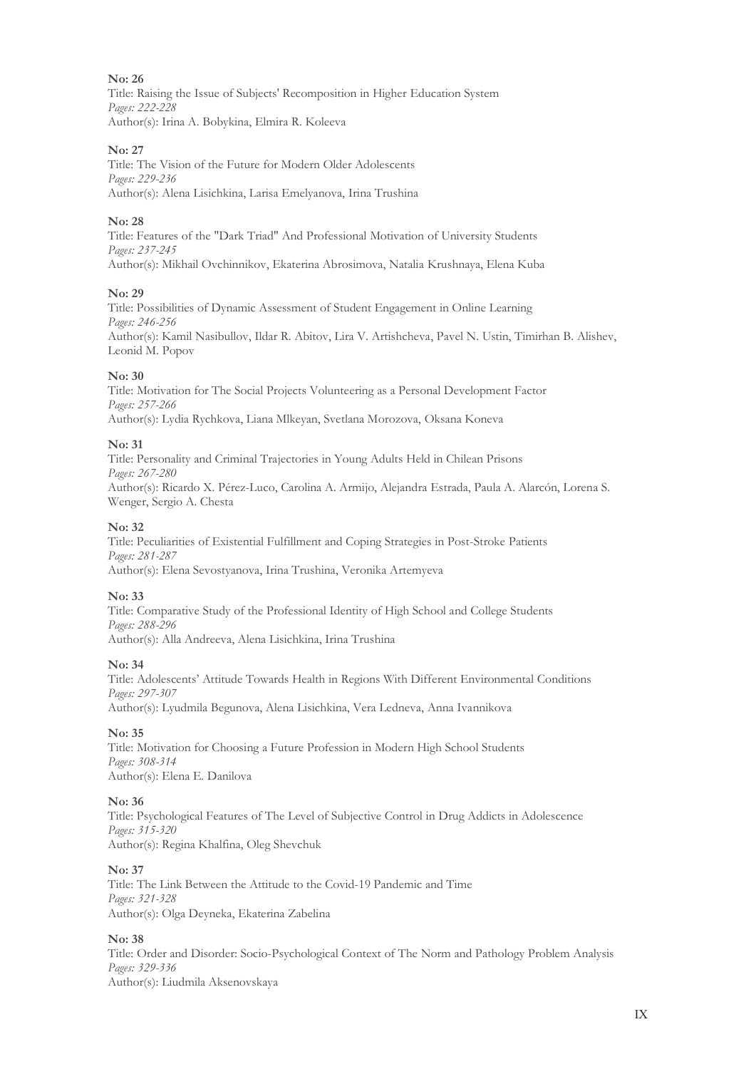**No: 26**
Title: Raising the Issue of Subjects' Recomposition in Higher Education System
*Pages: 222-228*
Author(s): Irina A. Bobykina, Elmira R. Koleeva

**No: 27**
Title: The Vision of the Future for Modern Older Adolescents
*Pages: 229-236*
Author(s): Alena Lisichkina, Larisa Emelyanova, Irina Trushina

**No: 28**
Title: Features of the "Dark Triad" And Professional Motivation of University Students
*Pages: 237-245*
Author(s): Mikhail Ovchinnikov, Ekaterina Abrosimova, Natalia Krushnaya, Elena Kuba

**No: 29**
Title: Possibilities of Dynamic Assessment of Student Engagement in Online Learning
*Pages: 246-256*
Author(s): Kamil Nasibullov, Ildar R. Abitov, Lira V. Artishcheva, Pavel N. Ustin, Timirhan B. Alishev, Leonid M. Popov

**No: 30**
Title: Motivation for The Social Projects Volunteering as a Personal Development Factor
*Pages: 257-266*
Author(s): Lydia Rychkova, Liana Mlkeyan, Svetlana Morozova, Oksana Koneva

**No: 31**
Title: Personality and Criminal Trajectories in Young Adults Held in Chilean Prisons
*Pages: 267-280*
Author(s): Ricardo X. Pérez-Luco, Carolina A. Armijo, Alejandra Estrada, Paula A. Alarcón, Lorena S. Wenger, Sergio A. Chesta

**No: 32**
Title: Peculiarities of Existential Fulfillment and Coping Strategies in Post-Stroke Patients
*Pages: 281-287*
Author(s): Elena Sevostyanova, Irina Trushina, Veronika Artemyeva

**No: 33**
Title: Comparative Study of the Professional Identity of High School and College Students
*Pages: 288-296*
Author(s): Alla Andreeva, Alena Lisichkina, Irina Trushina

**No: 34**
Title: Adolescents' Attitude Towards Health in Regions With Different Environmental Conditions
*Pages: 297-307*
Author(s): Lyudmila Begunova, Alena Lisichkina, Vera Ledneva, Anna Ivannikova

**No: 35**
Title: Motivation for Choosing a Future Profession in Modern High School Students
*Pages: 308-314*
Author(s): Elena E. Danilova

**No: 36**
Title: Psychological Features of The Level of Subjective Control in Drug Addicts in Adolescence
*Pages: 315-320*
Author(s): Regina Khalfina, Oleg Shevchuk

**No: 37**
Title: The Link Between the Attitude to the Covid-19 Pandemic and Time
*Pages: 321-328*
Author(s): Olga Deyneka, Ekaterina Zabelina

**No: 38**
Title: Order and Disorder: Socio-Psychological Context of The Norm and Pathology Problem Analysis
*Pages: 329-336*
Author(s): Liudmila Aksenovskaya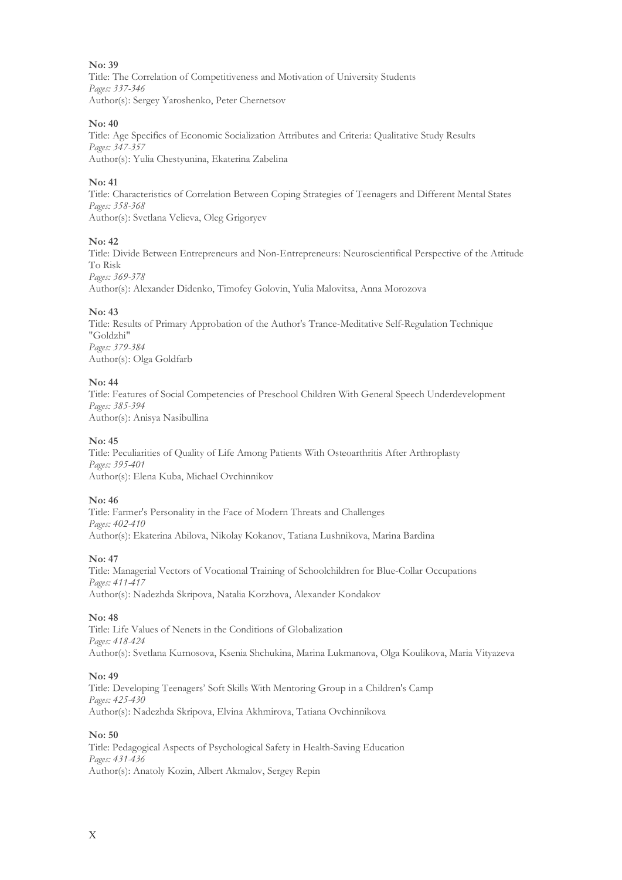**No: 39**
Title: The Correlation of Competitiveness and Motivation of University Students
*Pages: 337-346*
Author(s): Sergey Yaroshenko, Peter Chernetsov

**No: 40**
Title: Age Specifics of Economic Socialization Attributes and Criteria: Qualitative Study Results
*Pages: 347-357*
Author(s): Yulia Chestyunina, Ekaterina Zabelina

**No: 41**
Title: Characteristics of Correlation Between Coping Strategies of Teenagers and Different Mental States
*Pages: 358-368*
Author(s): Svetlana Velieva, Oleg Grigoryev

**No: 42**
Title: Divide Between Entrepreneurs and Non-Entrepreneurs: Neuroscientifical Perspective of the Attitude To Risk
*Pages: 369-378*
Author(s): Alexander Didenko, Timofey Golovin, Yulia Malovitsa, Anna Morozova

**No: 43**
Title: Results of Primary Approbation of the Author's Trance-Meditative Self-Regulation Technique "Goldzhi"
*Pages: 379-384*
Author(s): Olga Goldfarb

**No: 44**
Title: Features of Social Competencies of Preschool Children With General Speech Underdevelopment
*Pages: 385-394*
Author(s): Anisya Nasibullina

**No: 45**
Title: Peculiarities of Quality of Life Among Patients With Osteoarthritis After Arthroplasty
*Pages: 395-401*
Author(s): Elena Kuba, Michael Ovchinnikov

**No: 46**
Title: Farmer's Personality in the Face of Modern Threats and Challenges
*Pages: 402-410*
Author(s): Ekaterina Abilova, Nikolay Kokanov, Tatiana Lushnikova, Marina Bardina

**No: 47**
Title: Managerial Vectors of Vocational Training of Schoolchildren for Blue-Collar Occupations
*Pages: 411-417*
Author(s): Nadezhda Skripova, Natalia Korzhova, Alexander Kondakov

**No: 48**
Title: Life Values of Nenets in the Conditions of Globalization
*Pages: 418-424*
Author(s): Svetlana Kurnosova, Ksenia Shchukina, Marina Lukmanova, Olga Koulikova, Maria Vityazeva

**No: 49**
Title: Developing Teenagers' Soft Skills With Mentoring Group in a Children's Camp
*Pages: 425-430*
Author(s): Nadezhda Skripova, Elvina Akhmirova, Tatiana Ovchinnikova

**No: 50**
Title: Pedagogical Aspects of Psychological Safety in Health-Saving Education
*Pages: 431-436*
Author(s): Anatoly Kozin, Albert Akmalov, Sergey Repin